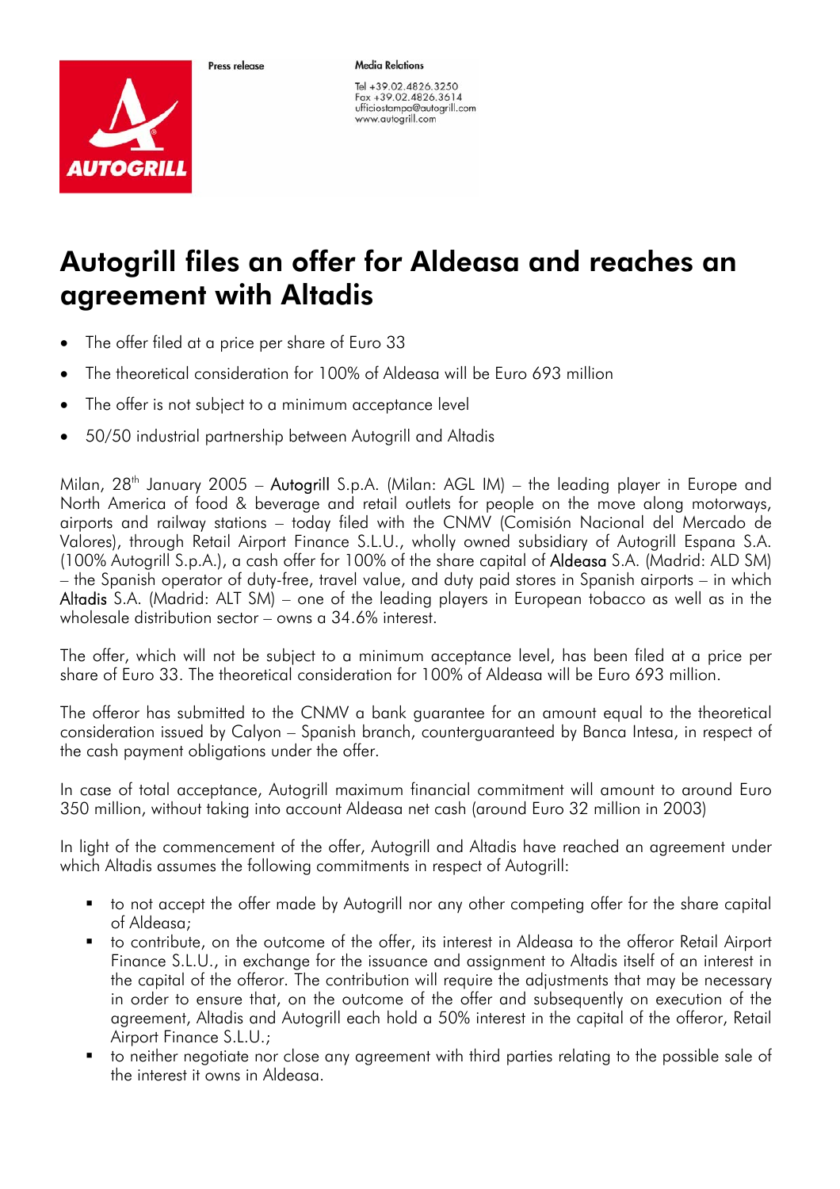Press release

**Media Relations**

Tel +39.02.4826.3250
Fax +39.02.4826.3614
ufficiostampa@autogrill.com
www.autogrill.com

# Autogrill files an offer for Aldeasa and reaches an agreement with Altadis

- The offer filed at a price per share of Euro 33
- The theoretical consideration for 100% of Aldeasa will be Euro 693 million
- The offer is not subject to a minimum acceptance level
- 50/50 industrial partnership between Autogrill and Altadis

Milan, 28th January 2005 – Autogrill S.p.A. (Milan: AGL IM) – the leading player in Europe and North America of food & beverage and retail outlets for people on the move along motorways, airports and railway stations – today filed with the CNMV (Comisión Nacional del Mercado de Valores), through Retail Airport Finance S.L.U., wholly owned subsidiary of Autogrill Espana S.A. (100% Autogrill S.p.A.), a cash offer for 100% of the share capital of Aldeasa S.A. (Madrid: ALD SM) – the Spanish operator of duty-free, travel value, and duty paid stores in Spanish airports – in which Altadis S.A. (Madrid: ALT SM) – one of the leading players in European tobacco as well as in the wholesale distribution sector – owns a 34.6% interest.

The offer, which will not be subject to a minimum acceptance level, has been filed at a price per share of Euro 33. The theoretical consideration for 100% of Aldeasa will be Euro 693 million.

The offeror has submitted to the CNMV a bank guarantee for an amount equal to the theoretical consideration issued by Calyon – Spanish branch, counterguaranteed by Banca Intesa, in respect of the cash payment obligations under the offer.

In case of total acceptance, Autogrill maximum financial commitment will amount to around Euro 350 million, without taking into account Aldeasa net cash (around Euro 32 million in 2003)

In light of the commencement of the offer, Autogrill and Altadis have reached an agreement under which Altadis assumes the following commitments in respect of Autogrill:

- to not accept the offer made by Autogrill nor any other competing offer for the share capital of Aldeasa;
- to contribute, on the outcome of the offer, its interest in Aldeasa to the offeror Retail Airport Finance S.L.U., in exchange for the issuance and assignment to Altadis itself of an interest in the capital of the offeror. The contribution will require the adjustments that may be necessary in order to ensure that, on the outcome of the offer and subsequently on execution of the agreement, Altadis and Autogrill each hold a 50% interest in the capital of the offeror, Retail Airport Finance S.L.U.;
- to neither negotiate nor close any agreement with third parties relating to the possible sale of the interest it owns in Aldeasa.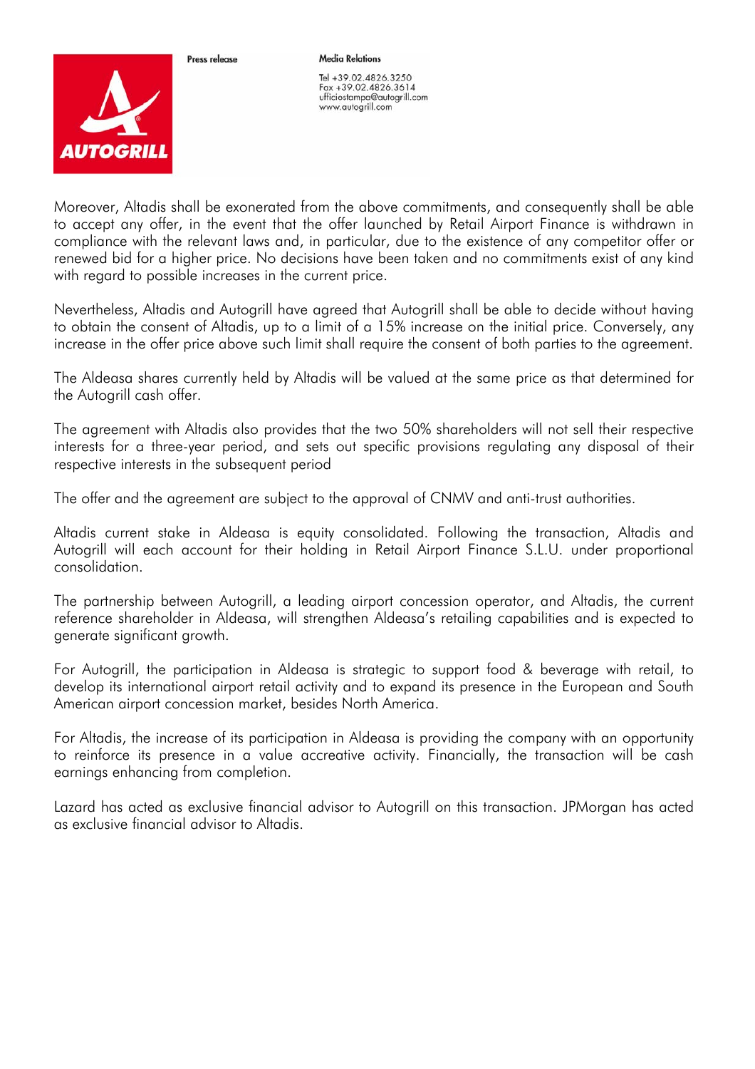Moreover, Altadis shall be exonerated from the above commitments, and consequently shall be able to accept any offer, in the event that the offer launched by Retail Airport Finance is withdrawn in compliance with the relevant laws and, in particular, due to the existence of any competitor offer or renewed bid for a higher price. No decisions have been taken and no commitments exist of any kind with regard to possible increases in the current price.

Nevertheless, Altadis and Autogrill have agreed that Autogrill shall be able to decide without having to obtain the consent of Altadis, up to a limit of a 15% increase on the initial price. Conversely, any increase in the offer price above such limit shall require the consent of both parties to the agreement.

The Aldeasa shares currently held by Altadis will be valued at the same price as that determined for the Autogrill cash offer.

The agreement with Altadis also provides that the two 50% shareholders will not sell their respective interests for a three-year period, and sets out specific provisions regulating any disposal of their respective interests in the subsequent period

The offer and the agreement are subject to the approval of CNMV and anti-trust authorities.

Altadis current stake in Aldeasa is equity consolidated. Following the transaction, Altadis and Autogrill will each account for their holding in Retail Airport Finance S.L.U. under proportional consolidation.

The partnership between Autogrill, a leading airport concession operator, and Altadis, the current reference shareholder in Aldeasa, will strengthen Aldeasa's retailing capabilities and is expected to generate significant growth.

For Autogrill, the participation in Aldeasa is strategic to support food & beverage with retail, to develop its international airport retail activity and to expand its presence in the European and South American airport concession market, besides North America.

For Altadis, the increase of its participation in Aldeasa is providing the company with an opportunity to reinforce its presence in a value accreative activity. Financially, the transaction will be cash earnings enhancing from completion.

Lazard has acted as exclusive financial advisor to Autogrill on this transaction. JPMorgan has acted as exclusive financial advisor to Altadis.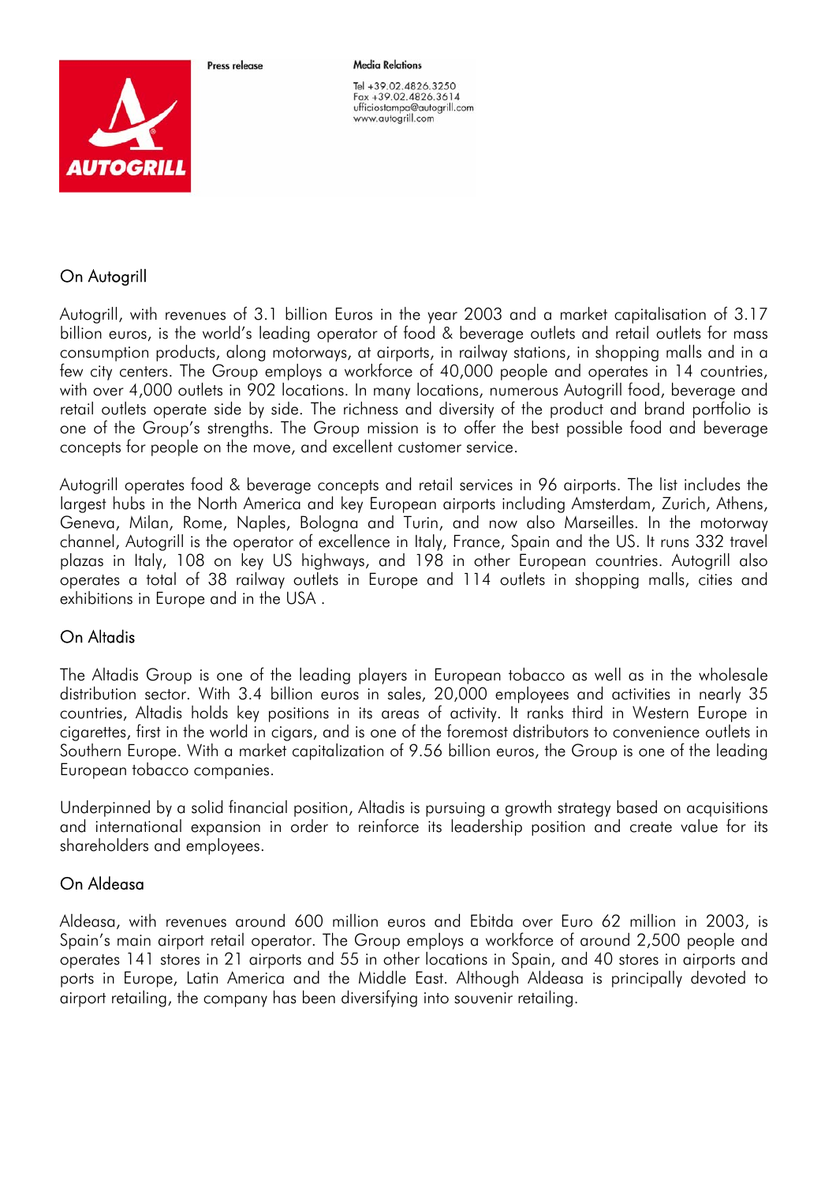Press release

**Media Relations**

Tel +39.02.4826.3250
Fax +39.02.4826.3614
ufficiostampa@autogrill.com
www.autogrill.com

## On Autogrill

Autogrill, with revenues of 3.1 billion Euros in the year 2003 and a market capitalisation of 3.17 billion euros, is the world's leading operator of food & beverage outlets and retail outlets for mass consumption products, along motorways, at airports, in railway stations, in shopping malls and in a few city centers. The Group employs a workforce of 40,000 people and operates in 14 countries, with over 4,000 outlets in 902 locations. In many locations, numerous Autogrill food, beverage and retail outlets operate side by side. The richness and diversity of the product and brand portfolio is one of the Group's strengths. The Group mission is to offer the best possible food and beverage concepts for people on the move, and excellent customer service.

Autogrill operates food & beverage concepts and retail services in 96 airports. The list includes the largest hubs in the North America and key European airports including Amsterdam, Zurich, Athens, Geneva, Milan, Rome, Naples, Bologna and Turin, and now also Marseilles. In the motorway channel, Autogrill is the operator of excellence in Italy, France, Spain and the US. It runs 332 travel plazas in Italy, 108 on key US highways, and 198 in other European countries. Autogrill also operates a total of 38 railway outlets in Europe and 114 outlets in shopping malls, cities and exhibitions in Europe and in the USA .

## On Altadis

The Altadis Group is one of the leading players in European tobacco as well as in the wholesale distribution sector. With 3.4 billion euros in sales, 20,000 employees and activities in nearly 35 countries, Altadis holds key positions in its areas of activity. It ranks third in Western Europe in cigarettes, first in the world in cigars, and is one of the foremost distributors to convenience outlets in Southern Europe. With a market capitalization of 9.56 billion euros, the Group is one of the leading European tobacco companies.

Underpinned by a solid financial position, Altadis is pursuing a growth strategy based on acquisitions and international expansion in order to reinforce its leadership position and create value for its shareholders and employees.

## On Aldeasa

Aldeasa, with revenues around 600 million euros and Ebitda over Euro 62 million in 2003, is Spain's main airport retail operator. The Group employs a workforce of around 2,500 people and operates 141 stores in 21 airports and 55 in other locations in Spain, and 40 stores in airports and ports in Europe, Latin America and the Middle East. Although Aldeasa is principally devoted to airport retailing, the company has been diversifying into souvenir retailing.